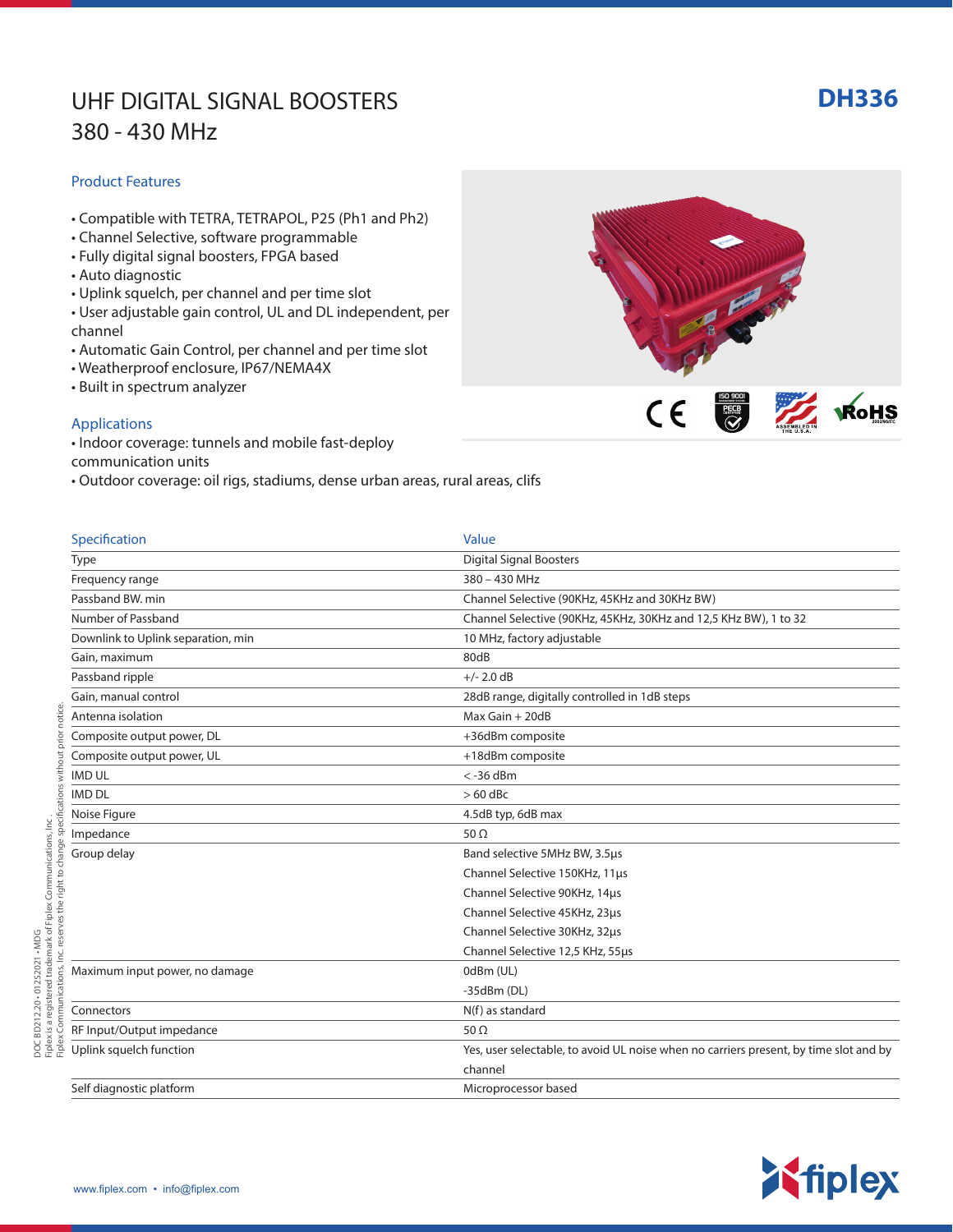# UHF DIGITAL SIGNAL BOOSTERS
# 380 - 430 MHz

## DH336

### Product Features

- Compatible with TETRA, TETRAPOL, P25 (Ph1 and Ph2)
- Channel Selective, software programmable
- Fully digital signal boosters, FPGA based
- Auto diagnostic
- Uplink squelch, per channel and per time slot
- User adjustable gain control, UL and DL independent, per channel
- Automatic Gain Control, per channel and per time slot
- Weatherproof enclosure, IP67/NEMA4X
- Built in spectrum analyzer

### Applications

- Indoor coverage: tunnels and mobile fast-deploy communication units
- Outdoor coverage: oil rigs, stadiums, dense urban areas, rural areas, clifs

| Specification | Value |
|---|---|
| Type | Digital Signal Boosters |
| Frequency range | 380 – 430 MHz |
| Passband BW. min | Channel Selective (90KHz, 45KHz and 30KHz BW) |
| Number of Passband | Channel Selective (90KHz, 45KHz, 30KHz and 12,5 KHz BW), 1 to 32 |
| Downlink to Uplink separation, min | 10 MHz, factory adjustable |
| Gain, maximum | 80dB |
| Passband ripple | +/- 2.0 dB |
| Gain, manual control | 28dB range, digitally controlled in 1dB steps |
| Antenna isolation | Max Gain + 20dB |
| Composite output power, DL | +36dBm composite |
| Composite output power, UL | +18dBm composite |
| IMD UL | < -36 dBm |
| IMD DL | > 60 dBc |
| Noise Figure | 4.5dB typ, 6dB max |
| Impedance | 50 Ω |
| Group delay | Band selective 5MHz BW, 3.5µs<br>Channel Selective 150KHz, 11µs<br>Channel Selective 90KHz, 14µs<br>Channel Selective 45KHz, 23µs<br>Channel Selective 30KHz, 32µs<br>Channel Selective 12,5 KHz, 55µs |
| Maximum input power, no damage | 0dBm (UL)<br>-35dBm (DL) |
| Connectors | N(f) as standard |
| RF Input/Output impedance | 50 Ω |
| Uplink squelch function | Yes, user selectable, to avoid UL noise when no carriers present, by time slot and by channel |
| Self diagnostic platform | Microprocessor based |

DOC BD212.20 • 01252021 • MDG
Fiplex is a registered trademark of Fiplex Communications, Inc.
Fiplex Communications, Inc. reserves the right to change specifications without prior notice.

www.fiplex.com • info@fiplex.com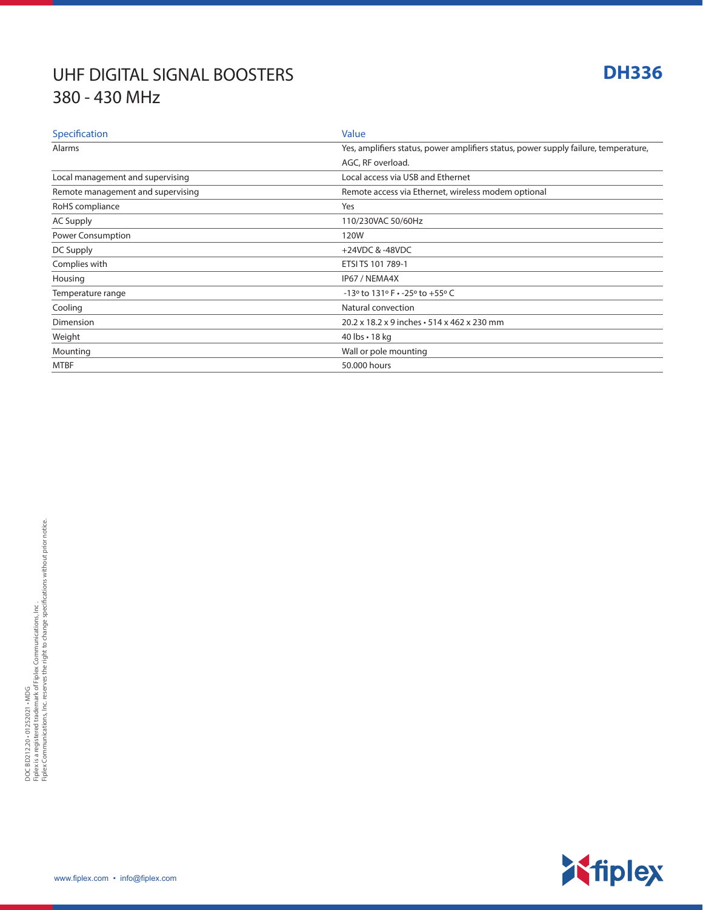# UHF DIGITAL SIGNAL BOOSTERS
# 380 - 430 MHz

## DH336

| Specification | Value |
|---|---|
| Alarms | Yes, amplifiers status, power amplifiers status, power supply failure, temperature, AGC, RF overload. |
| Local management and supervising | Local access via USB and Ethernet |
| Remote management and supervising | Remote access via Ethernet, wireless modem optional |
| RoHS compliance | Yes |
| AC Supply | 110/230VAC 50/60Hz |
| Power Consumption | 120W |
| DC Supply | +24VDC & -48VDC |
| Complies with | ETSI TS 101 789-1 |
| Housing | IP67 / NEMA4X |
| Temperature range | -13º to 131º F • -25º to +55º C |
| Cooling | Natural convection |
| Dimension | 20.2 x 18.2 x 9 inches • 514 x 462 x 230 mm |
| Weight | 40 lbs • 18 kg |
| Mounting | Wall or pole mounting |
| MTBF | 50.000 hours |

DOC BD212.20 • 01252021 • MDG
Fiplex is a registered trademark of Fiplex Communications, Inc.
Fiplex Communications, Inc. reserves the right to change specifications without prior notice.

www.fiplex.com • info@fiplex.com

fiplex